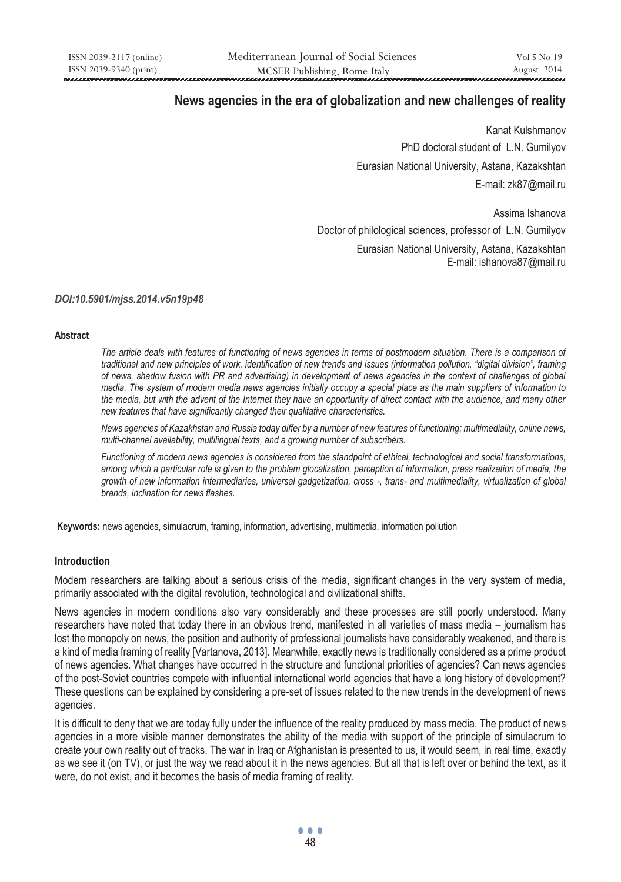# News agencies in the era of globalization and new challenges of reality

Kanat Kulshmanov

PhD doctoral student of L.N. Gumilyov

Eurasian National University, Astana, Kazakhstan

E-mail: zk87@mail.ru

Assima Ishanova

Doctor of philological sciences, professor of L.N. Gumilyov

Eurasian National University, Astana, Kazakhstan

E-mail: ishanova87@mail.ru

***DOI:10.5901/mjss.2014.v5n19p48***

#### Abstract

*The article deals with features of functioning of news agencies in terms of postmodern situation. There is a comparison of traditional and new principles of work, identification of new trends and issues (information pollution, "digital division", framing of news, shadow fusion with PR and advertising) in development of news agencies in the context of challenges of global media. The system of modern media news agencies initially occupy a special place as the main suppliers of information to the media, but with the advent of the Internet they have an opportunity of direct contact with the audience, and many other new features that have significantly changed their qualitative characteristics.*

*News agencies of Kazakhstan and Russia today differ by a number of new features of functioning: multimediality, online news, multi-channel availability, multilingual texts, and a growing number of subscribers.*

*Functioning of modern news agencies is considered from the standpoint of ethical, technological and social transformations, among which a particular role is given to the problem glocalization, perception of information, press realization of media, the growth of new information intermediaries, universal gadgetization, cross -, trans- and multimediality, virtualization of global brands, inclination for news flashes.*

**Keywords:** news agencies, simulacrum, framing, information, advertising, multimedia, information pollution

## Introduction

Modern researchers are talking about a serious crisis of the media, significant changes in the very system of media, primarily associated with the digital revolution, technological and civilizational shifts.

News agencies in modern conditions also vary considerably and these processes are still poorly understood. Many researchers have noted that today there in an obvious trend, manifested in all varieties of mass media – journalism has lost the monopoly on news, the position and authority of professional journalists have considerably weakened, and there is a kind of media framing of reality [Vartanova, 2013]. Meanwhile, exactly news is traditionally considered as a prime product of news agencies. What changes have occurred in the structure and functional priorities of agencies? Can news agencies of the post-Soviet countries compete with influential international world agencies that have a long history of development? These questions can be explained by considering a pre-set of issues related to the new trends in the development of news agencies.

It is difficult to deny that we are today fully under the influence of the reality produced by mass media. The product of news agencies in a more visible manner demonstrates the ability of the media with support of the principle of simulacrum to create your own reality out of tracks. The war in Iraq or Afghanistan is presented to us, it would seem, in real time, exactly as we see it (on TV), or just the way we read about it in the news agencies. But all that is left over or behind the text, as it were, do not exist, and it becomes the basis of media framing of reality.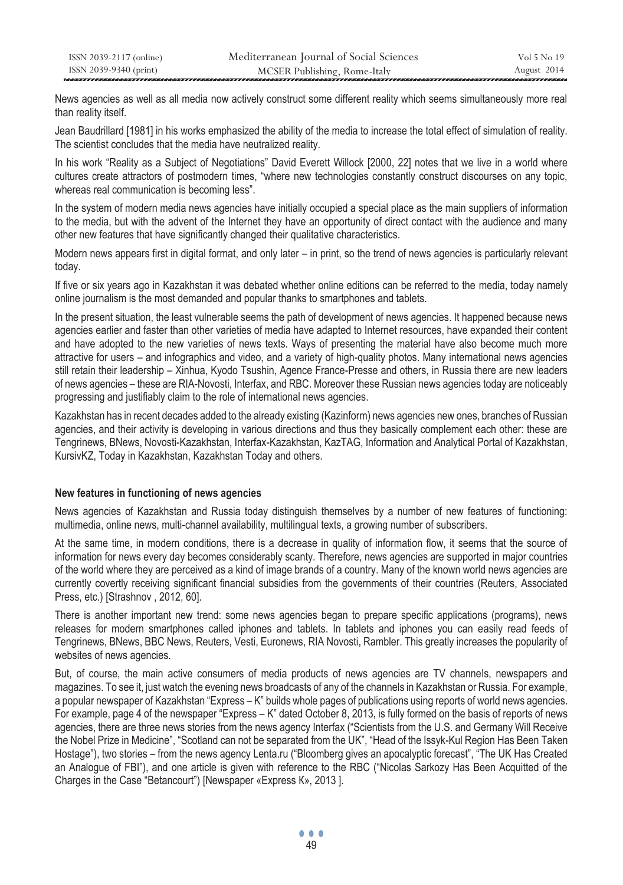News agencies as well as all media now actively construct some different reality which seems simultaneously more real than reality itself.

Jean Baudrillard [1981] in his works emphasized the ability of the media to increase the total effect of simulation of reality. The scientist concludes that the media have neutralized reality.

In his work "Reality as a Subject of Negotiations" David Everett Willock [2000, 22] notes that we live in a world where cultures create attractors of postmodern times, "where new technologies constantly construct discourses on any topic, whereas real communication is becoming less".

In the system of modern media news agencies have initially occupied a special place as the main suppliers of information to the media, but with the advent of the Internet they have an opportunity of direct contact with the audience and many other new features that have significantly changed their qualitative characteristics.

Modern news appears first in digital format, and only later – in print, so the trend of news agencies is particularly relevant today.

If five or six years ago in Kazakhstan it was debated whether online editions can be referred to the media, today namely online journalism is the most demanded and popular thanks to smartphones and tablets.

In the present situation, the least vulnerable seems the path of development of news agencies. It happened because news agencies earlier and faster than other varieties of media have adapted to Internet resources, have expanded their content and have adopted to the new varieties of news texts. Ways of presenting the material have also become much more attractive for users – and infographics and video, and a variety of high-quality photos. Many international news agencies still retain their leadership – Xinhua, Kyodo Tsushin, Agence France-Presse and others, in Russia there are new leaders of news agencies – these are RIA-Novosti, Interfax, and RBC. Moreover these Russian news agencies today are noticeably progressing and justifiably claim to the role of international news agencies.

Kazakhstan has in recent decades added to the already existing (Kazinform) news agencies new ones, branches of Russian agencies, and their activity is developing in various directions and thus they basically complement each other: these are Tengrinews, BNews, Novosti-Kazakhstan, Interfax-Kazakhstan, KazTAG, Information and Analytical Portal of Kazakhstan, KursivKZ, Today in Kazakhstan, Kazakhstan Today and others.

**New features in functioning of news agencies**

News agencies of Kazakhstan and Russia today distinguish themselves by a number of new features of functioning: multimedia, online news, multi-channel availability, multilingual texts, a growing number of subscribers.

At the same time, in modern conditions, there is a decrease in quality of information flow, it seems that the source of information for news every day becomes considerably scanty. Therefore, news agencies are supported in major countries of the world where they are perceived as a kind of image brands of a country. Many of the known world news agencies are currently covertly receiving significant financial subsidies from the governments of their countries (Reuters, Associated Press, etc.) [Strashnov , 2012, 60].

There is another important new trend: some news agencies began to prepare specific applications (programs), news releases for modern smartphones called iphones and tablets. In tablets and iphones you can easily read feeds of Tengrinews, BNews, BBC News, Reuters, Vesti, Euronews, RIA Novosti, Rambler. This greatly increases the popularity of websites of news agencies.

But, of course, the main active consumers of media products of news agencies are TV channels, newspapers and magazines. To see it, just watch the evening news broadcasts of any of the channels in Kazakhstan or Russia. For example, a popular newspaper of Kazakhstan "Express – K" builds whole pages of publications using reports of world news agencies. For example, page 4 of the newspaper "Express – K" dated October 8, 2013, is fully formed on the basis of reports of news agencies, there are three news stories from the news agency Interfax ("Scientists from the U.S. and Germany Will Receive the Nobel Prize in Medicine", "Scotland can not be separated from the UK", "Head of the Issyk-Kul Region Has Been Taken Hostage"), two stories – from the news agency Lenta.ru ("Bloomberg gives an apocalyptic forecast", "The UK Has Created an Analogue of FBI"), and one article is given with reference to the RBC ("Nicolas Sarkozy Has Been Acquitted of the Charges in the Case "Betancourt") [Newspaper «Express K», 2013 ].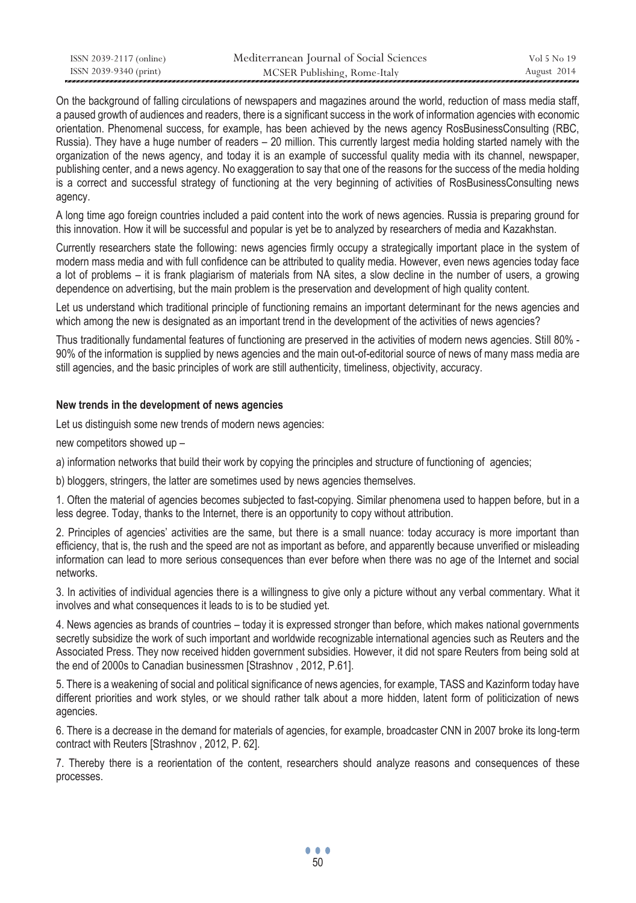On the background of falling circulations of newspapers and magazines around the world, reduction of mass media staff, a paused growth of audiences and readers, there is a significant success in the work of information agencies with economic orientation. Phenomenal success, for example, has been achieved by the news agency RosBusinessConsulting (RBC, Russia). They have a huge number of readers – 20 million. This currently largest media holding started namely with the organization of the news agency, and today it is an example of successful quality media with its channel, newspaper, publishing center, and a news agency. No exaggeration to say that one of the reasons for the success of the media holding is a correct and successful strategy of functioning at the very beginning of activities of RosBusinessConsulting news agency.

A long time ago foreign countries included a paid content into the work of news agencies. Russia is preparing ground for this innovation. How it will be successful and popular is yet be to analyzed by researchers of media and Kazakhstan.

Currently researchers state the following: news agencies firmly occupy a strategically important place in the system of modern mass media and with full confidence can be attributed to quality media. However, even news agencies today face a lot of problems – it is frank plagiarism of materials from NA sites, a slow decline in the number of users, a growing dependence on advertising, but the main problem is the preservation and development of high quality content.

Let us understand which traditional principle of functioning remains an important determinant for the news agencies and which among the new is designated as an important trend in the development of the activities of news agencies?

Thus traditionally fundamental features of functioning are preserved in the activities of modern news agencies. Still 80% - 90% of the information is supplied by news agencies and the main out-of-editorial source of news of many mass media are still agencies, and the basic principles of work are still authenticity, timeliness, objectivity, accuracy.

**New trends in the development of news agencies**

Let us distinguish some new trends of modern news agencies:

new competitors showed up –

a) information networks that build their work by copying the principles and structure of functioning of agencies;

b) bloggers, stringers, the latter are sometimes used by news agencies themselves.

1. Often the material of agencies becomes subjected to fast-copying. Similar phenomena used to happen before, but in a less degree. Today, thanks to the Internet, there is an opportunity to copy without attribution.

2. Principles of agencies' activities are the same, but there is a small nuance: today accuracy is more important than efficiency, that is, the rush and the speed are not as important as before, and apparently because unverified or misleading information can lead to more serious consequences than ever before when there was no age of the Internet and social networks.

3. In activities of individual agencies there is a willingness to give only a picture without any verbal commentary. What it involves and what consequences it leads to is to be studied yet.

4. News agencies as brands of countries – today it is expressed stronger than before, which makes national governments secretly subsidize the work of such important and worldwide recognizable international agencies such as Reuters and the Associated Press. They now received hidden government subsidies. However, it did not spare Reuters from being sold at the end of 2000s to Canadian businessmen [Strashnov , 2012, P.61].

5. There is a weakening of social and political significance of news agencies, for example, TASS and Kazinform today have different priorities and work styles, or we should rather talk about a more hidden, latent form of politicization of news agencies.

6. There is a decrease in the demand for materials of agencies, for example, broadcaster CNN in 2007 broke its long-term contract with Reuters [Strashnov , 2012, P. 62].

7. Thereby there is a reorientation of the content, researchers should analyze reasons and consequences of these processes.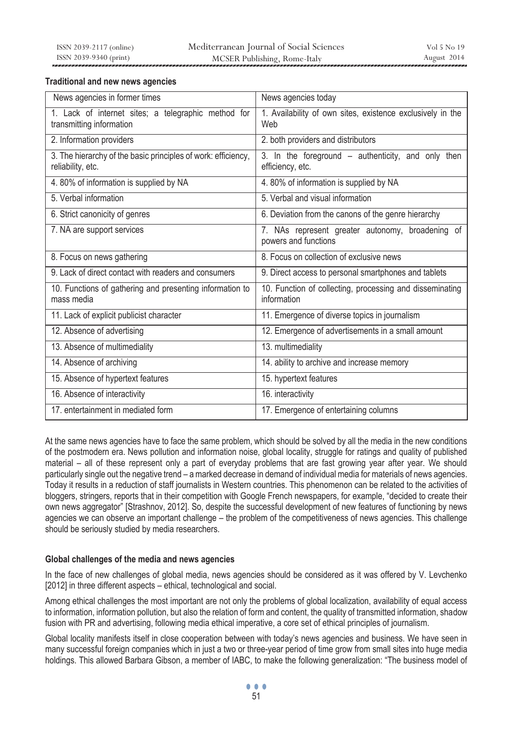**Traditional and new news agencies**

| News agencies in former times | News agencies today |
|---|---|
| 1. Lack of internet sites; a telegraphic method for transmitting information | 1. Availability of own sites, existence exclusively in the Web |
| 2. Information providers | 2. both providers and distributors |
| 3. The hierarchy of the basic principles of work: efficiency, reliability, etc. | 3. In the foreground – authenticity, and only then efficiency, etc. |
| 4. 80% of information is supplied by NA | 4. 80% of information is supplied by NA |
| 5. Verbal information | 5. Verbal and visual information |
| 6. Strict canonicity of genres | 6. Deviation from the canons of the genre hierarchy |
| 7. NA are support services | 7. NAs represent greater autonomy, broadening of powers and functions |
| 8. Focus on news gathering | 8. Focus on collection of exclusive news |
| 9. Lack of direct contact with readers and consumers | 9. Direct access to personal smartphones and tablets |
| 10. Functions of gathering and presenting information to mass media | 10. Function of collecting, processing and disseminating information |
| 11. Lack of explicit publicist character | 11. Emergence of diverse topics in journalism |
| 12. Absence of advertising | 12. Emergence of advertisements in a small amount |
| 13. Absence of multimediality | 13. multimediality |
| 14. Absence of archiving | 14. ability to archive and increase memory |
| 15. Absence of hypertext features | 15. hypertext features |
| 16. Absence of interactivity | 16. interactivity |
| 17. entertainment in mediated form | 17. Emergence of entertaining columns |

At the same news agencies have to face the same problem, which should be solved by all the media in the new conditions of the postmodern era. News pollution and information noise, global locality, struggle for ratings and quality of published material – all of these represent only a part of everyday problems that are fast growing year after year. We should particularly single out the negative trend – a marked decrease in demand of individual media for materials of news agencies. Today it results in a reduction of staff journalists in Western countries. This phenomenon can be related to the activities of bloggers, stringers, reports that in their competition with Google French newspapers, for example, "decided to create their own news aggregator" [Strashnov, 2012]. So, despite the successful development of new features of functioning by news agencies we can observe an important challenge – the problem of the competitiveness of news agencies. This challenge should be seriously studied by media researchers.

**Global challenges of the media and news agencies**

In the face of new challenges of global media, news agencies should be considered as it was offered by V. Levchenko [2012] in three different aspects – ethical, technological and social.

Among ethical challenges the most important are not only the problems of global localization, availability of equal access to information, information pollution, but also the relation of form and content, the quality of transmitted information, shadow fusion with PR and advertising, following media ethical imperative, a core set of ethical principles of journalism.

Global locality manifests itself in close cooperation between with today's news agencies and business. We have seen in many successful foreign companies which in just a two or three-year period of time grow from small sites into huge media holdings. This allowed Barbara Gibson, a member of IABC, to make the following generalization: "The business model of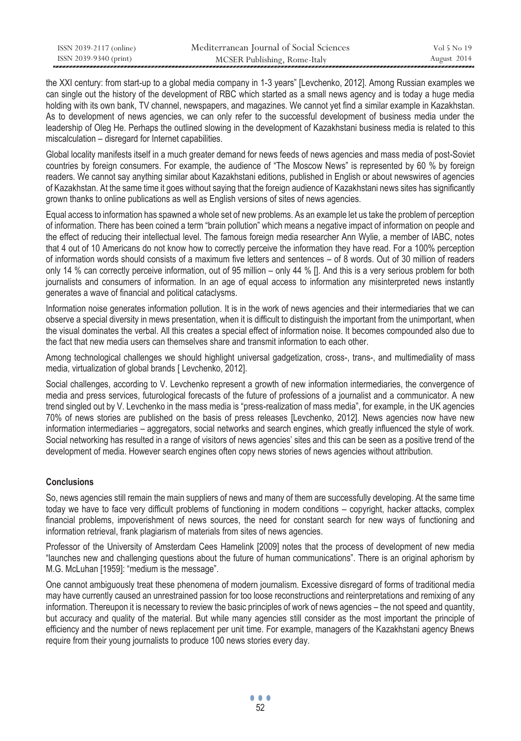the XXI century: from start-up to a global media company in 1-3 years" [Levchenko, 2012]. Among Russian examples we can single out the history of the development of RBC which started as a small news agency and is today a huge media holding with its own bank, TV channel, newspapers, and magazines. We cannot yet find a similar example in Kazakhstan. As to development of news agencies, we can only refer to the successful development of business media under the leadership of Oleg He. Perhaps the outlined slowing in the development of Kazakhstani business media is related to this miscalculation – disregard for Internet capabilities.

Global locality manifests itself in a much greater demand for news feeds of news agencies and mass media of post-Soviet countries by foreign consumers. For example, the audience of "The Moscow News" is represented by 60 % by foreign readers. We cannot say anything similar about Kazakhstani editions, published in English or about newswires of agencies of Kazakhstan. At the same time it goes without saying that the foreign audience of Kazakhstani news sites has significantly grown thanks to online publications as well as English versions of sites of news agencies.

Equal access to information has spawned a whole set of new problems. As an example let us take the problem of perception of information. There has been coined a term "brain pollution" which means a negative impact of information on people and the effect of reducing their intellectual level. The famous foreign media researcher Ann Wylie, a member of IABC, notes that 4 out of 10 Americans do not know how to correctly perceive the information they have read. For a 100% perception of information words should consists of a maximum five letters and sentences – of 8 words. Out of 30 million of readers only 14 % can correctly perceive information, out of 95 million – only 44 % []. And this is a very serious problem for both journalists and consumers of information. In an age of equal access to information any misinterpreted news instantly generates a wave of financial and political cataclysms.

Information noise generates information pollution. It is in the work of news agencies and their intermediaries that we can observe a special diversity in mews presentation, when it is difficult to distinguish the important from the unimportant, when the visual dominates the verbal. All this creates a special effect of information noise. It becomes compounded also due to the fact that new media users can themselves share and transmit information to each other.

Among technological challenges we should highlight universal gadgetization, cross-, trans-, and multimediality of mass media, virtualization of global brands [ Levchenko, 2012].

Social challenges, according to V. Levchenko represent a growth of new information intermediaries, the convergence of media and press services, futurological forecasts of the future of professions of a journalist and a communicator. A new trend singled out by V. Levchenko in the mass media is "press-realization of mass media", for example, in the UK agencies 70% of news stories are published on the basis of press releases [Levchenko, 2012]. News agencies now have new information intermediaries – aggregators, social networks and search engines, which greatly influenced the style of work. Social networking has resulted in a range of visitors of news agencies' sites and this can be seen as a positive trend of the development of media. However search engines often copy news stories of news agencies without attribution.

## Conclusions

So, news agencies still remain the main suppliers of news and many of them are successfully developing. At the same time today we have to face very difficult problems of functioning in modern conditions – copyright, hacker attacks, complex financial problems, impoverishment of news sources, the need for constant search for new ways of functioning and information retrieval, frank plagiarism of materials from sites of news agencies.

Professor of the University of Amsterdam Cees Hamelink [2009] notes that the process of development of new media "launches new and challenging questions about the future of human communications". There is an original aphorism by M.G. McLuhan [1959]: "medium is the message".

One cannot ambiguously treat these phenomena of modern journalism. Excessive disregard of forms of traditional media may have currently caused an unrestrained passion for too loose reconstructions and reinterpretations and remixing of any information. Thereupon it is necessary to review the basic principles of work of news agencies – the not speed and quantity, but accuracy and quality of the material. But while many agencies still consider as the most important the principle of efficiency and the number of news replacement per unit time. For example, managers of the Kazakhstani agency Bnews require from their young journalists to produce 100 news stories every day.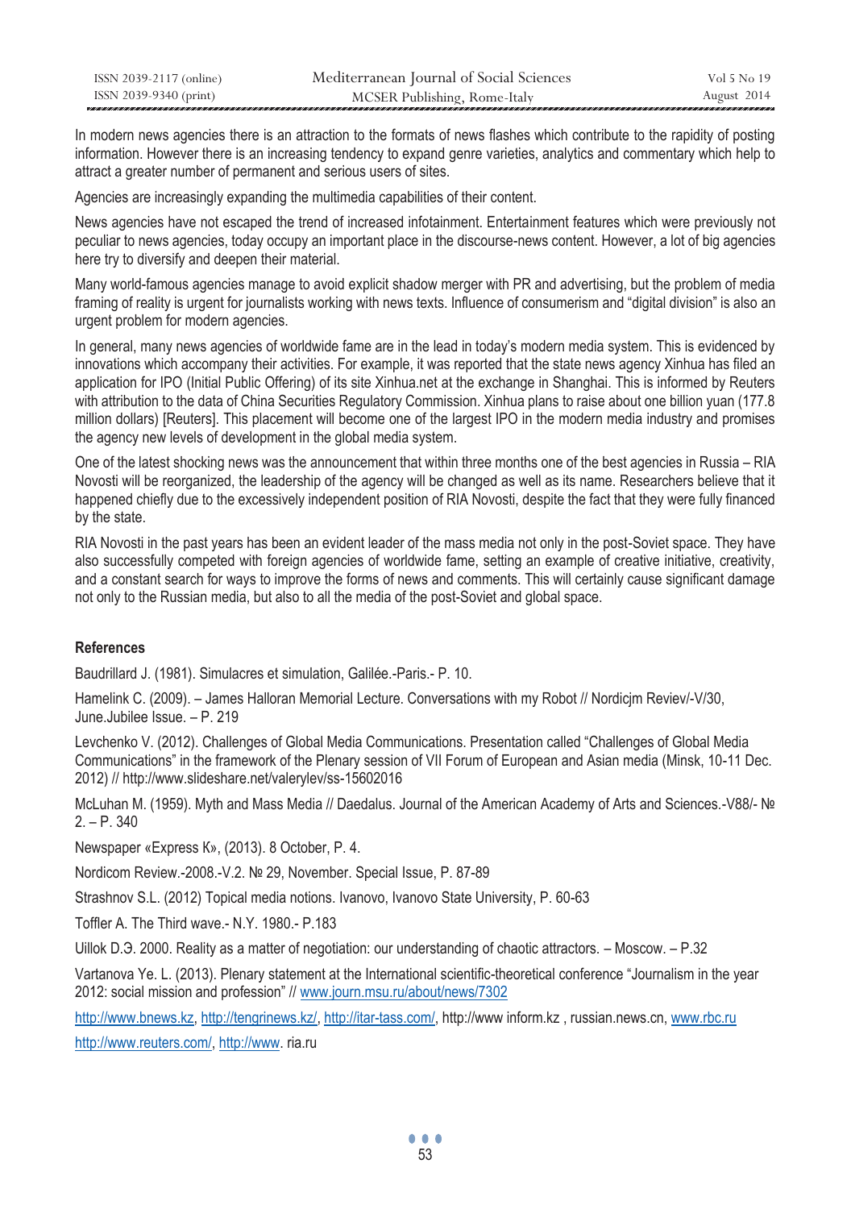In modern news agencies there is an attraction to the formats of news flashes which contribute to the rapidity of posting information. However there is an increasing tendency to expand genre varieties, analytics and commentary which help to attract a greater number of permanent and serious users of sites.

Agencies are increasingly expanding the multimedia capabilities of their content.

News agencies have not escaped the trend of increased infotainment. Entertainment features which were previously not peculiar to news agencies, today occupy an important place in the discourse-news content. However, a lot of big agencies here try to diversify and deepen their material.

Many world-famous agencies manage to avoid explicit shadow merger with PR and advertising, but the problem of media framing of reality is urgent for journalists working with news texts. Influence of consumerism and "digital division" is also an urgent problem for modern agencies.

In general, many news agencies of worldwide fame are in the lead in today's modern media system. This is evidenced by innovations which accompany their activities. For example, it was reported that the state news agency Xinhua has filed an application for IPO (Initial Public Offering) of its site Xinhua.net at the exchange in Shanghai. This is informed by Reuters with attribution to the data of China Securities Regulatory Commission. Xinhua plans to raise about one billion yuan (177.8 million dollars) [Reuters]. This placement will become one of the largest IPO in the modern media industry and promises the agency new levels of development in the global media system.

One of the latest shocking news was the announcement that within three months one of the best agencies in Russia – RIA Novosti will be reorganized, the leadership of the agency will be changed as well as its name. Researchers believe that it happened chiefly due to the excessively independent position of RIA Novosti, despite the fact that they were fully financed by the state.

RIA Novosti in the past years has been an evident leader of the mass media not only in the post-Soviet space. They have also successfully competed with foreign agencies of worldwide fame, setting an example of creative initiative, creativity, and a constant search for ways to improve the forms of news and comments. This will certainly cause significant damage not only to the Russian media, but also to all the media of the post-Soviet and global space.

### References

Baudrillard J. (1981). Simulacres et simulation, Galilée.-Paris.- P. 10.

Hamelink C. (2009). – James Halloran Memorial Lecture. Conversations with my Robot // Nordicjm Reviev/-V/30, June.Jubilee Issue. – P. 219

Levchenko V. (2012). Challenges of Global Media Communications. Presentation called "Challenges of Global Media Communications" in the framework of the Plenary session of VII Forum of European and Asian media (Minsk, 10-11 Dec. 2012) // http://www.slideshare.net/valerylev/ss-15602016

McLuhan M. (1959). Myth and Mass Media // Daedalus. Journal of the American Academy of Arts and Sciences.-V88/- № 2. – P. 340

Newspaper «Express K», (2013). 8 October, P. 4.

Nordicom Review.-2008.-V.2. № 29, November. Special Issue, P. 87-89

Strashnov S.L. (2012) Topical media notions. Ivanovo, Ivanovo State University, P. 60-63

Toffler A. The Third wave.- N.Y. 1980.- P.183

Uillok D.Э. 2000. Reality as a matter of negotiation: our understanding of chaotic attractors. – Moscow. – P.32

Vartanova Ye. L. (2013). Plenary statement at the International scientific-theoretical conference "Journalism in the year 2012: social mission and profession" // www.journ.msu.ru/about/news/7302

http://www.bnews.kz, http://tengrinews.kz/, http://itar-tass.com/, http://www inform.kz , russian.news.cn, www.rbc.ru

http://www.reuters.com/, http://www. ria.ru